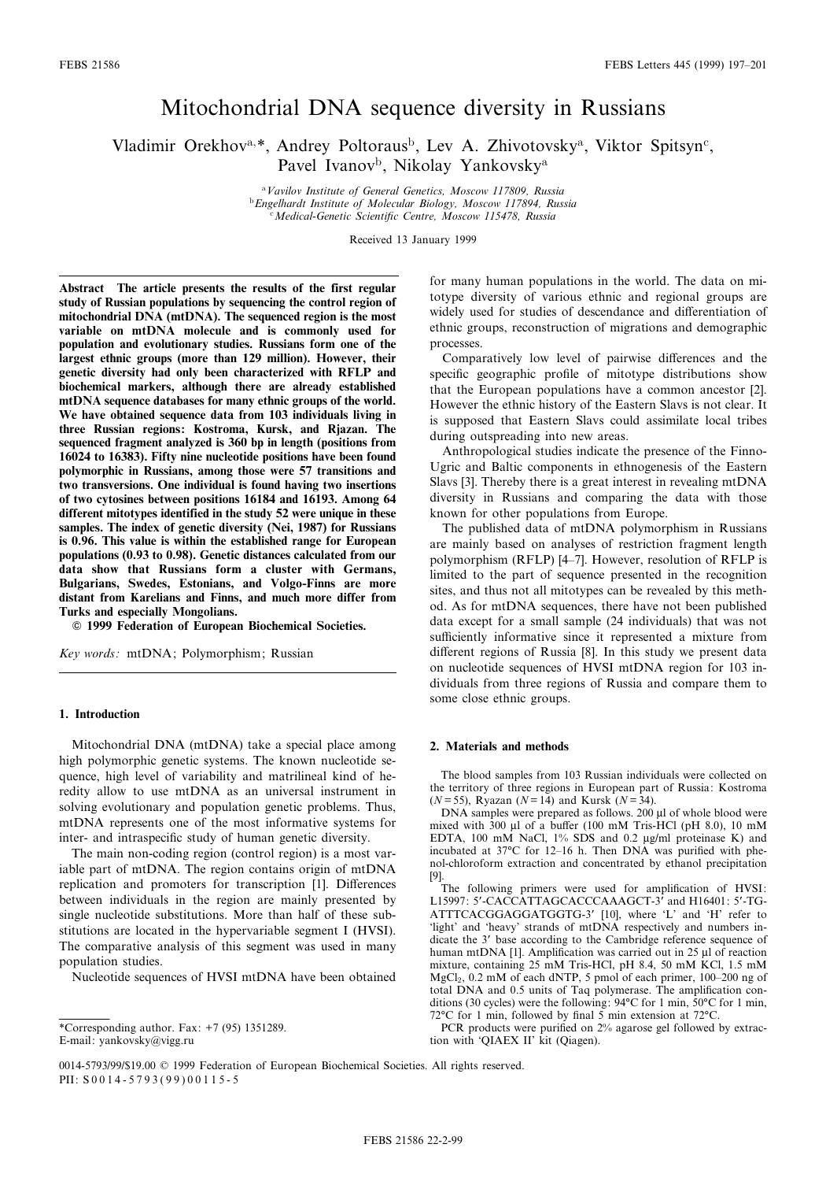# Mitochondrial DNA sequence diversity in Russians

Vladimir Orekhov[a,*], Andrey Poltoraus[b], Lev A. Zhivotovsky[a], Viktor Spitsyn[c], Pavel Ivanov[b], Nikolay Yankovsky[a]

[a] *Vavilov Institute of General Genetics, Moscow 117809, Russia*
[b] *Engelhardt Institute of Molecular Biology, Moscow 117894, Russia*
[c] *Medical-Genetic Scientific Centre, Moscow 115478, Russia*

Received 13 January 1999

**Abstract** **The article presents the results of the first regular study of Russian populations by sequencing the control region of mitochondrial DNA (mtDNA). The sequenced region is the most variable on mtDNA molecule and is commonly used for population and evolutionary studies. Russians form one of the largest ethnic groups (more than 129 million). However, their genetic diversity had only been characterized with RFLP and biochemical markers, although there are already established mtDNA sequence databases for many ethnic groups of the world. We have obtained sequence data from 103 individuals living in three Russian regions: Kostroma, Kursk, and Rjazan. The sequenced fragment analyzed is 360 bp in length (positions from 16024 to 16383). Fifty nine nucleotide positions have been found polymorphic in Russians, among those were 57 transitions and two transversions. One individual is found having two insertions of two cytosines between positions 16184 and 16193. Among 64 different mitotypes identified in the study 52 were unique in these samples. The index of genetic diversity (Nei, 1987) for Russians is 0.96. This value is within the established range for European populations (0.93 to 0.98). Genetic distances calculated from our data show that Russians form a cluster with Germans, Bulgarians, Swedes, Estonians, and Volgo-Finns are more distant from Karelians and Finns, and much more differ from Turks and especially Mongolians.**

© 1999 Federation of European Biochemical Societies.

*Key words:* mtDNA; Polymorphism; Russian

## 1. Introduction

Mitochondrial DNA (mtDNA) take a special place among high polymorphic genetic systems. The known nucleotide sequence, high level of variability and matrilineal kind of heredity allow to use mtDNA as an universal instrument in solving evolutionary and population genetic problems. Thus, mtDNA represents one of the most informative systems for inter- and intraspecific study of human genetic diversity.

The main non-coding region (control region) is a most variable part of mtDNA. The region contains origin of mtDNA replication and promoters for transcription [1]. Differences between individuals in the region are mainly presented by single nucleotide substitutions. More than half of these substitutions are located in the hypervariable segment I (HVSI). The comparative analysis of this segment was used in many population studies.

Nucleotide sequences of HVSI mtDNA have been obtained for many human populations in the world. The data on mitotype diversity of various ethnic and regional groups are widely used for studies of descendance and differentiation of ethnic groups, reconstruction of migrations and demographic processes.

Comparatively low level of pairwise differences and the specific geographic profile of mitotype distributions show that the European populations have a common ancestor [2]. However the ethnic history of the Eastern Slavs is not clear. It is supposed that Eastern Slavs could assimilate local tribes during outspreading into new areas.

Anthropological studies indicate the presence of the Finno-Ugric and Baltic components in ethnogenesis of the Eastern Slavs [3]. Thereby there is a great interest in revealing mtDNA diversity in Russians and comparing the data with those known for other populations from Europe.

The published data of mtDNA polymorphism in Russians are mainly based on analyses of restriction fragment length polymorphism (RFLP) [4–7]. However, resolution of RFLP is limited to the part of sequence presented in the recognition sites, and thus not all mitotypes can be revealed by this method. As for mtDNA sequences, there have not been published data except for a small sample (24 individuals) that was not sufficiently informative since it represented a mixture from different regions of Russia [8]. In this study we present data on nucleotide sequences of HVSI mtDNA region for 103 individuals from three regions of Russia and compare them to some close ethnic groups.

## 2. Materials and methods

The blood samples from 103 Russian individuals were collected on the territory of three regions in European part of Russia: Kostroma ($N = 55$), Ryazan ($N = 14$) and Kursk ($N = 34$).

DNA samples were prepared as follows. 200 µl of whole blood were mixed with 300 µl of a buffer (100 mM Tris-HCl (pH 8.0), 10 mM EDTA, 100 mM NaCl, 1% SDS and 0.2 µg/ml proteinase K) and incubated at 37°C for 12–16 h. Then DNA was purified with phenol-chloroform extraction and concentrated by ethanol precipitation [9].

The following primers were used for amplification of HVSI: L15997: 5′-CACCATTAGCACCCAAAGCT-3′ and H16401: 5′-TGATTTCACGGAGGATGGTG-3′ [10], where 'L' and 'H' refer to 'light' and 'heavy' strands of mtDNA respectively and numbers indicate the 3′ base according to the Cambridge reference sequence of human mtDNA [1]. Amplification was carried out in 25 µl of reaction mixture, containing 25 mM Tris-HCl, pH 8.4, 50 mM KCl, 1.5 mM $MgCl_2$, 0.2 mM of each dNTP, 5 pmol of each primer, 100–200 ng of total DNA and 0.5 units of Taq polymerase. The amplification conditions (30 cycles) were the following: 94°C for 1 min, 50°C for 1 min, 72°C for 1 min, followed by final 5 min extension at 72°C.

PCR products were purified on 2% agarose gel followed by extraction with 'QIAEX II' kit (Qiagen).

*Corresponding author. Fax: +7 (95) 1351289.
E-mail: yankovsky@vigg.ru

0014-5793/99/$19.00 © 1999 Federation of European Biochemical Societies. All rights reserved.
PII: S0014-5793(99)00115-5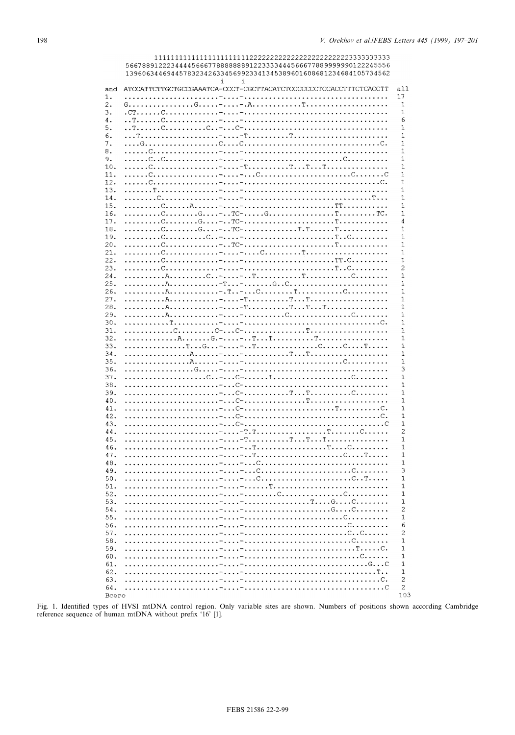```
         11111111111111111111111112222222222222222222222222222222223333333333
         5667889122234444566677888888891223333444566677889999990122245556
         1396063446944578323426334569923341345389601608681234684105734562
                              i   i
and   ATCCATTCTTGCTGCCGAAATCA-CCCT-CGCTTACATCTCCCCCCCTCCACCTTTCTCACCTT  all
1.    .......................-....-.................................   17
2.    G...............G.....-....-.A............T....................   1
3.    .CT......C.............-....-.................................   1
4.    ..T......C.............-....-.................................   6
5.    ..T......C..........C..-...C-.................................   1
6.    ...T...................-....-T..........T......................   1
7.    ....G..................C....C................................C.   1
8.    ......C................-....-.................................   1
9.    ......C..C.............-....-......................C..........   1
10.   ......C................-....-T..........T...T...T..............   1
11.   ......C................-....-...C.....................C.......C   1
12.   ......C................-....-................................C.   1
13.   .......T...............-....-.................................   1
14.   ........C..............-....-.............................T...   1
15.   .........C......A......-....-.....................TT...........   1
16.   .........C........G....-..TC-.....G...............T.........TC.   1
17.   .........C........G....-..TC-.....................T............   4
18.   .........C........G....-..TC-............T.T......T............   1
19.   .........C..........C..-....-.....................T..C.........   1
20.   .........C.............-..TC-.....................T............   1
21.   .........C.............-....-....C.........T...................   1
22.   .........C.............-....-.....................TT.C.........   1
23.   .........C.............-....-.....................T..C.........   2
24.   ..........A.........C..-....-..T..........T...........C........   1
25.   ..........A............-T...-.......G..C.......................   1
26.   ..........A............-.T..-...C........T...........C.........   1
27.   ..........A............-....-T..........T...T..................   1
28.   ..........A............-....-T..........T...T...T..............   1
29.   ..........A............-....-..........C...............C.......   1
30.   ...........T...........-....-................................C.   1
31.   ............C.........C--...C-...............T..................   1
32.   .............A.......G.-....-..T...T..........T................   1
33.   ..............T...G...-....-..T...............C.....C....T.....   1
34.   ................A......-....-...........T...T..................   1
35.   ................A......-....-......................C...........   1
36.   .................G.....-....-.................................   3
37.   ...................C..-...C-......T..................C........   1
38.   .......................-...C-.................................   1
39.   .......................-...C-...........T...T..........C.......   1
40.   .......................-...C-...............T..................   1
41.   .......................-...C-.....................T..........C.   1
42.   .......................-...C-................................C.   1
43.   .......................-...C-.................................C   1
44.   .......................-....-T.T.................T........C......   2
45.   .......................-....-T..........T...T...T..............   1
46.   .......................-....-..T.................T....C.........   1
47.   .......................-....-..T....................C....T.....   1
48.   .......................-....-...C..............................   1
49.   .......................-....-...C....................C.........   3
50.   .......................-....-...C.....................C..T.....   1
51.   .......................-....-......T...........................   1
52.   .......................-....-........C..............C..........   1
53.   .......................-....-................T....G...C........   1
54.   .......................-....-....................G....C........   2
55.   .......................-....-.......................C..........   1
56.   .......................-....-.........................C.........   6
57.   .......................-....-.........................C..C......   2
58.   .......................-....-..........................C........   1
59.   .......................-....-..........................T.....C.   1
60.   .......................-....-............................C......   1
61.   .......................-....-...............................G...C   1
62.   .......................-....-...............................T..   1
63.   .......................-....-................................C.   2
64.   .......................-....-.................................C   2
Всего                                                                   103
```

Fig. 1. Identified types of HVSI mtDNA control region. Only variable sites are shown. Numbers of positions shown according Cambridge reference sequence of human mtDNA without prefix '16' [1].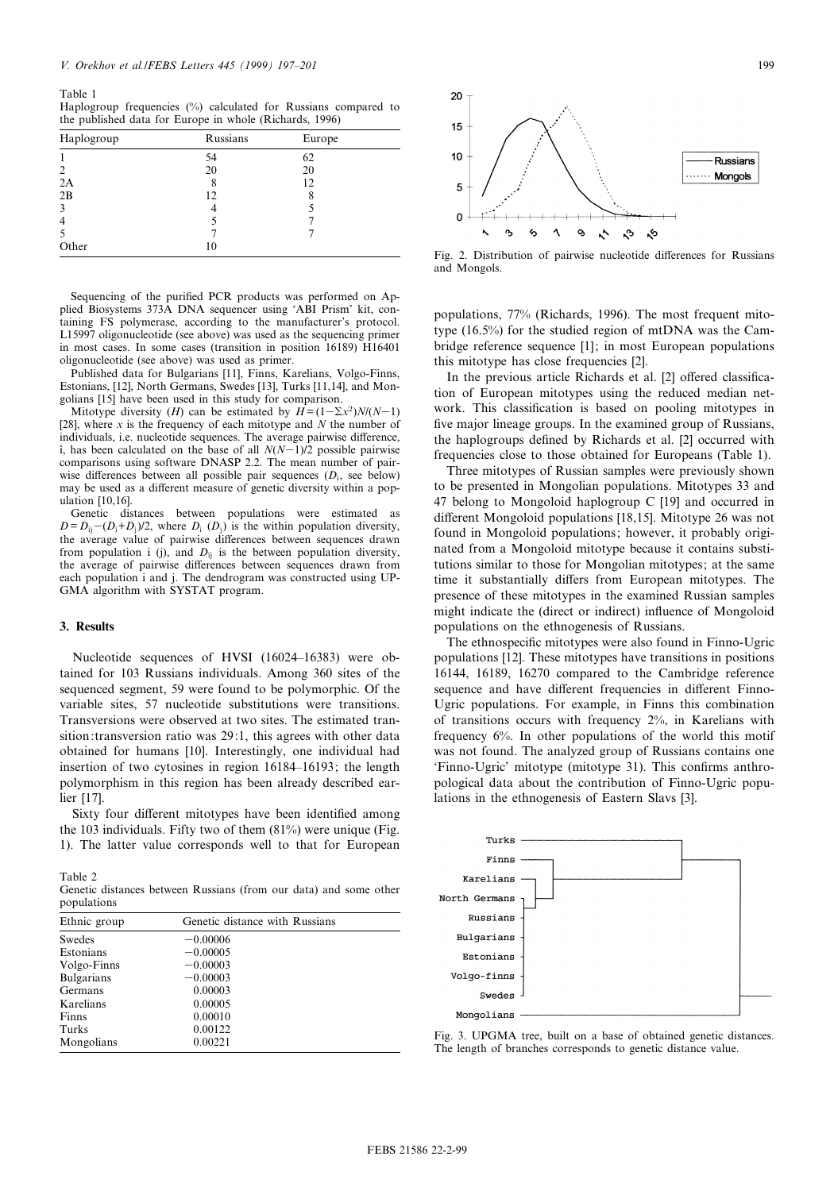Table 1
Haplogroup frequencies (%) calculated for Russians compared to the published data for Europe in whole (Richards, 1996)

| Haplogroup | Russians | Europe |
|---|---|---|
| 1 | 54 | 62 |
| 2 | 20 | 20 |
| 2A | 8 | 12 |
| 2B | 12 | 8 |
| 3 | 4 | 5 |
| 4 | 5 | 7 |
| 5 | 7 | 7 |
| Other | 10 | |

Sequencing of the purified PCR products was performed on Applied Biosystems 373A DNA sequencer using 'ABI Prism' kit, containing FS polymerase, according to the manufacturer's protocol. L15997 oligonucleotide (see above) was used as the sequencing primer in most cases. In some cases (transition in position 16189) H16401 oligonucleotide (see above) was used as primer.

Published data for Bulgarians [11], Finns, Karelians, Volgo-Finns, Estonians, [12], North Germans, Swedes [13], Turks [11,14], and Mongolians [15] have been used in this study for comparison.

Mitotype diversity ($H$) can be estimated by $H=(1-\Sigma x^2)N/(N-1)$ [28], where $x$ is the frequency of each mitotype and $N$ the number of individuals, i.e. nucleotide sequences. The average pairwise difference, î, has been calculated on the base of all $N(N-1)/2$ possible pairwise comparisons using software DNASP 2.2. The mean number of pairwise differences between all possible pair sequences ($D_i$, see below) may be used as a different measure of genetic diversity within a population [10,16].

Genetic distances between populations were estimated as $D=D_{ij}-(D_i+D_j)/2$, where $D_i$ ($D_j$) is the within population diversity, the average value of pairwise differences between sequences drawn from population i (j), and $D_{ij}$ is the between population diversity, the average of pairwise differences between sequences drawn from each population i and j. The dendrogram was constructed using UPGMA algorithm with SYSTAT program.

## 3. Results

Nucleotide sequences of HVSI (16024–16383) were obtained for 103 Russians individuals. Among 360 sites of the sequenced segment, 59 were found to be polymorphic. Of the variable sites, 57 nucleotide substitutions were transitions. Transversions were observed at two sites. The estimated transition:transversion ratio was 29:1, this agrees with other data obtained for humans [10]. Interestingly, one individual had insertion of two cytosines in region 16184–16193; the length polymorphism in this region has been already described earlier [17].

Sixty four different mitotypes have been identified among the 103 individuals. Fifty two of them (81%) were unique (Fig. 1). The latter value corresponds well to that for European

Table 2
Genetic distances between Russians (from our data) and some other populations

| Ethnic group | Genetic distance with Russians |
|---|---|
| Swedes | −0.00006 |
| Estonians | −0.00005 |
| Volgo-Finns | −0.00003 |
| Bulgarians | −0.00003 |
| Germans | 0.00003 |
| Karelians | 0.00005 |
| Finns | 0.00010 |
| Turks | 0.00122 |
| Mongolians | 0.00221 |

Fig. 2. Distribution of pairwise nucleotide differences for Russians and Mongols.

populations, 77% (Richards, 1996). The most frequent mitotype (16.5%) for the studied region of mtDNA was the Cambridge reference sequence [1]; in most European populations this mitotype has close frequencies [2].

In the previous article Richards et al. [2] offered classification of European mitotypes using the reduced median network. This classification is based on pooling mitotypes in five major lineage groups. In the examined group of Russians, the haplogroups defined by Richards et al. [2] occurred with frequencies close to those obtained for Europeans (Table 1).

Three mitotypes of Russian samples were previously shown to be presented in Mongolian populations. Mitotypes 33 and 47 belong to Mongoloid haplogroup C [19] and occurred in different Mongoloid populations [18,15]. Mitotype 26 was not found in Mongoloid populations; however, it probably originated from a Mongoloid mitotype because it contains substitutions similar to those for Mongolian mitotypes; at the same time it substantially differs from European mitotypes. The presence of these mitotypes in the examined Russian samples might indicate the (direct or indirect) influence of Mongoloid populations on the ethnogenesis of Russians.

The ethnospecific mitotypes were also found in Finno-Ugric populations [12]. These mitotypes have transitions in positions 16144, 16189, 16270 compared to the Cambridge reference sequence and have different frequencies in different Finno-Ugric populations. For example, in Finns this combination of transitions occurs with frequency 2%, in Karelians with frequency 6%. In other populations of the world this motif was not found. The analyzed group of Russians contains one 'Finno-Ugric' mitotype (mitotype 31). This confirms anthropological data about the contribution of Finno-Ugric populations in the ethnogenesis of Eastern Slavs [3].

Fig. 3. UPGMA tree, built on a base of obtained genetic distances. The length of branches corresponds to genetic distance value.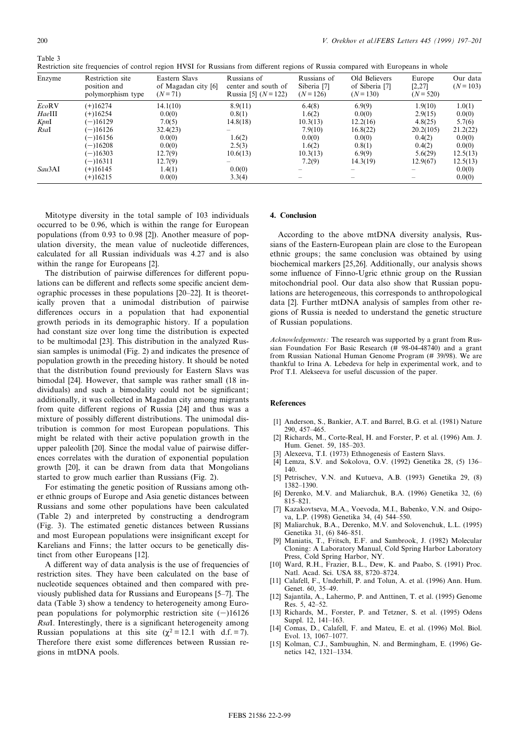Table 3
Restriction site frequencies of control region HVSI for Russians from different regions of Russia compared with Europeans in whole

| Enzyme | Restriction site position and polymorphism type | Eastern Slavs of Magadan city [6] ($N=71$) | Russians of center and south of Russia [5] ($N=122$) | Russians of Siberia [7] ($N=126$) | Old Believers of Siberia [7] ($N=130$) | Europe [2,27] ($N=520$) | Our data ($N=103$) |
|---|---|---|---|---|---|---|---|
| *Eco*RV | (+)16274 | 14.1(10) | 8.9(11) | 6.4(8) | 6.9(9) | 1.9(10) | 1.0(1) |
| *Hae*III | (+)16254 | 0.0(0) | 0.8(1) | 1.6(2) | 0.0(0) | 2.9(15) | 0.0(0) |
| *Kpn*I | (−)16129 | 7.0(5) | 14.8(18) | 10.3(13) | 12.2(16) | 4.8(25) | 5.7(6) |
| *Rsa*I | (−)16126 | 32.4(23) | – | 7.9(10) | 16.8(22) | 20.2(105) | 21.2(22) |
| | (−)16156 | 0.0(0) | 1.6(2) | 0.0(0) | 0.0(0) | 0.4(2) | 0.0(0) |
| | (−)16208 | 0.0(0) | 2.5(3) | 1.6(2) | 0.8(1) | 0.4(2) | 0.0(0) |
| | (−)16303 | 12.7(9) | 10.6(13) | 10.3(13) | 6.9(9) | 5.6(29) | 12.5(13) |
| | (−)16311 | 12.7(9) | – | 7.2(9) | 14.3(19) | 12.9(67) | 12.5(13) |
| *Sau*3AI | (+)16145 | 1.4(1) | 0.0(0) | – | – | – | 0.0(0) |
| | (+)16215 | 0.0(0) | 3.3(4) | – | – | – | 0.0(0) |

Mitotype diversity in the total sample of 103 individuals occurred to be 0.96, which is within the range for European populations (from 0.93 to 0.98 [2]). Another measure of population diversity, the mean value of nucleotide differences, calculated for all Russian individuals was 4.27 and is also within the range for Europeans [2].

The distribution of pairwise differences for different populations can be different and reflects some specific ancient demographic processes in these populations [20–22]. It is theoretically proven that a unimodal distribution of pairwise differences occurs in a population that had exponential growth periods in its demographic history. If a population had constant size over long time the distribution is expected to be multimodal [23]. This distribution in the analyzed Russian samples is unimodal (Fig. 2) and indicates the presence of population growth in the preceding history. It should be noted that the distribution found previously for Eastern Slavs was bimodal [24]. However, that sample was rather small (18 individuals) and such a bimodality could not be significant; additionally, it was collected in Magadan city among migrants from quite different regions of Russia [24] and thus was a mixture of possibly different distributions. The unimodal distribution is common for most European populations. This might be related with their active population growth in the upper paleolith [20]. Since the modal value of pairwise differences correlates with the duration of exponential population growth [20], it can be drawn from data that Mongolians started to grow much earlier than Russians (Fig. 2).

For estimating the genetic position of Russians among other ethnic groups of Europe and Asia genetic distances between Russians and some other populations have been calculated (Table 2) and interpreted by constructing a dendrogram (Fig. 3). The estimated genetic distances between Russians and most European populations were insignificant except for Karelians and Finns; the latter occurs to be genetically distinct from other Europeans [12].

A different way of data analysis is the use of frequencies of restriction sites. They have been calculated on the base of nucleotide sequences obtained and then compared with previously published data for Russians and Europeans [5–7]. The data (Table 3) show a tendency to heterogeneity among European populations for polymorphic restriction site (−)16126 *Rsa*I. Interestingly, there is a significant heterogeneity among Russian populations at this site ($\chi^2 = 12.1$ with d.f. = 7). Therefore there exist some differences between Russian regions in mtDNA pools.

## 4. Conclusion

According to the above mtDNA diversity analysis, Russians of the Eastern-European plain are close to the European ethnic groups; the same conclusion was obtained by using biochemical markers [25,26]. Additionally, our analysis shows some influence of Finno-Ugric ethnic group on the Russian mitochondrial pool. Our data also show that Russian populations are heterogeneous, this corresponds to anthropological data [2]. Further mtDNA analysis of samples from other regions of Russia is needed to understand the genetic structure of Russian populations.

*Acknowledgements:* The research was supported by a grant from Russian Foundation For Basic Research (# 98-04-48740) and a grant from Russian National Human Genome Program (# 39/98). We are thankful to Irina A. Lebedeva for help in experimental work, and to Prof T.I. Alekseeva for useful discussion of the paper.

## References

[1] Anderson, S., Bankier, A.T. and Barrel, B.G. et al. (1981) Nature 290, 457–465.
[2] Richards, M., Corte-Real, H. and Forster, P. et al. (1996) Am. J. Hum. Genet. 59, 185–203.
[3] Alexeeva, T.I. (1973) Ethnogenesis of Eastern Slavs.
[4] Lemza, S.V. and Sokolova, O.V. (1992) Genetika 28, (5) 136–140.
[5] Petrischev, V.N. and Kutueva, A.B. (1993) Genetika 29, (8) 1382–1390.
[6] Derenko, M.V. and Maliarchuk, B.A. (1996) Genetika 32, (6) 815–821.
[7] Kazakovtseva, M.A., Voevoda, M.I., Babenko, V.N. and Osipova, L.P. (1998) Genetika 34, (4) 544–550.
[8] Maliarchuk, B.A., Derenko, M.V. and Solovenchuk, L.L. (1995) Genetika 31, (6) 846–851.
[9] Maniatis, T., Fritsch, E.F. and Sambrook, J. (1982) Molecular Cloning: A Laboratory Manual, Cold Spring Harbor Laboratory Press, Cold Spring Harbor, NY.
[10] Ward, R.H., Frazier, B.L., Dew, K. and Paabo, S. (1991) Proc. Natl. Acad. Sci. USA 88, 8720–8724.
[11] Calafell, F., Underhill, P. and Tolun, A. et al. (1996) Ann. Hum. Genet. 60, 35–49.
[12] Sajantila, A., Lahermo, P. and Anttinen, T. et al. (1995) Genome Res. 5, 42–52.
[13] Richards, M., Forster, P. and Tetzner, S. et al. (1995) Odens Suppl. 12, 141–163.
[14] Comas, D., Calafell, F. and Mateu, E. et al. (1996) Mol. Biol. Evol. 13, 1067–1077.
[15] Kolman, C.J., Sambuughin, N. and Bermingham, E. (1996) Genetics 142, 1321–1334.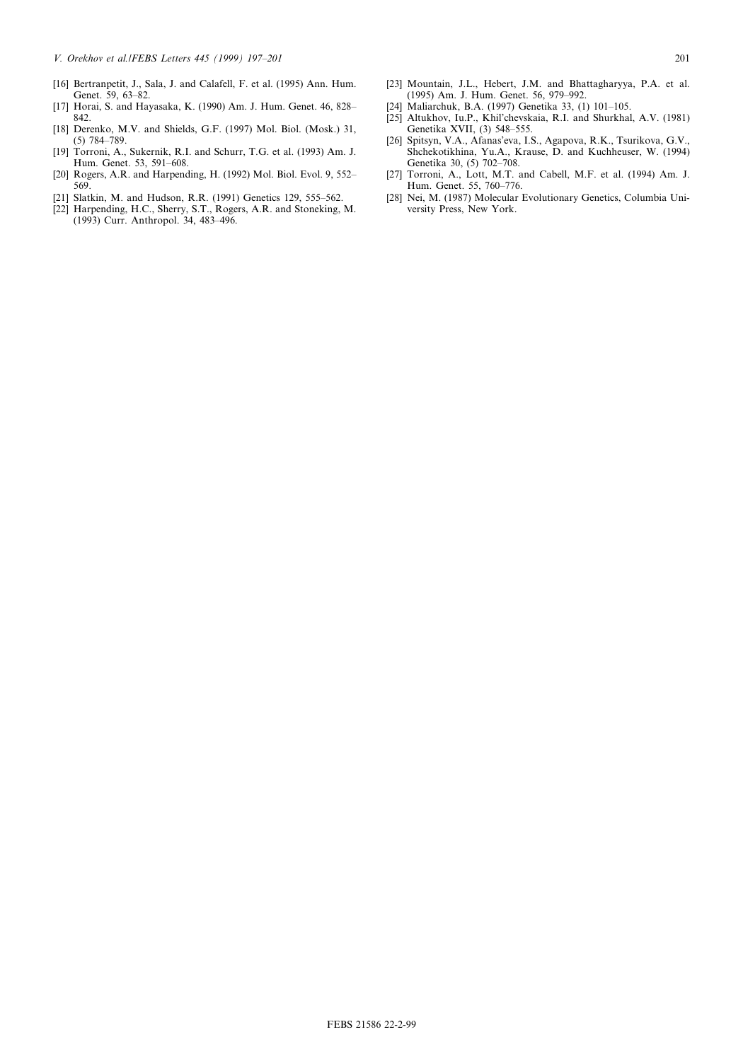[16] Bertranpetit, J., Sala, J. and Calafell, F. et al. (1995) Ann. Hum. Genet. 59, 63–82.

[17] Horai, S. and Hayasaka, K. (1990) Am. J. Hum. Genet. 46, 828–842.

[18] Derenko, M.V. and Shields, G.F. (1997) Mol. Biol. (Mosk.) 31, (5) 784–789.

[19] Torroni, A., Sukernik, R.I. and Schurr, T.G. et al. (1993) Am. J. Hum. Genet. 53, 591–608.

[20] Rogers, A.R. and Harpending, H. (1992) Mol. Biol. Evol. 9, 552–569.

[21] Slatkin, M. and Hudson, R.R. (1991) Genetics 129, 555–562.

[22] Harpending, H.C., Sherry, S.T., Rogers, A.R. and Stoneking, M. (1993) Curr. Anthropol. 34, 483–496.

[23] Mountain, J.L., Hebert, J.M. and Bhattagharyya, P.A. et al. (1995) Am. J. Hum. Genet. 56, 979–992.

[24] Maliarchuk, B.A. (1997) Genetika 33, (1) 101–105.

[25] Altukhov, Iu.P., Khil'chevskaia, R.I. and Shurkhal, A.V. (1981) Genetika XVII, (3) 548–555.

[26] Spitsyn, V.A., Afanas'eva, I.S., Agapova, R.K., Tsurikova, G.V., Shchekotikhina, Yu.A., Krause, D. and Kuchheuser, W. (1994) Genetika 30, (5) 702–708.

[27] Torroni, A., Lott, M.T. and Cabell, M.F. et al. (1994) Am. J. Hum. Genet. 55, 760–776.

[28] Nei, M. (1987) Molecular Evolutionary Genetics, Columbia University Press, New York.